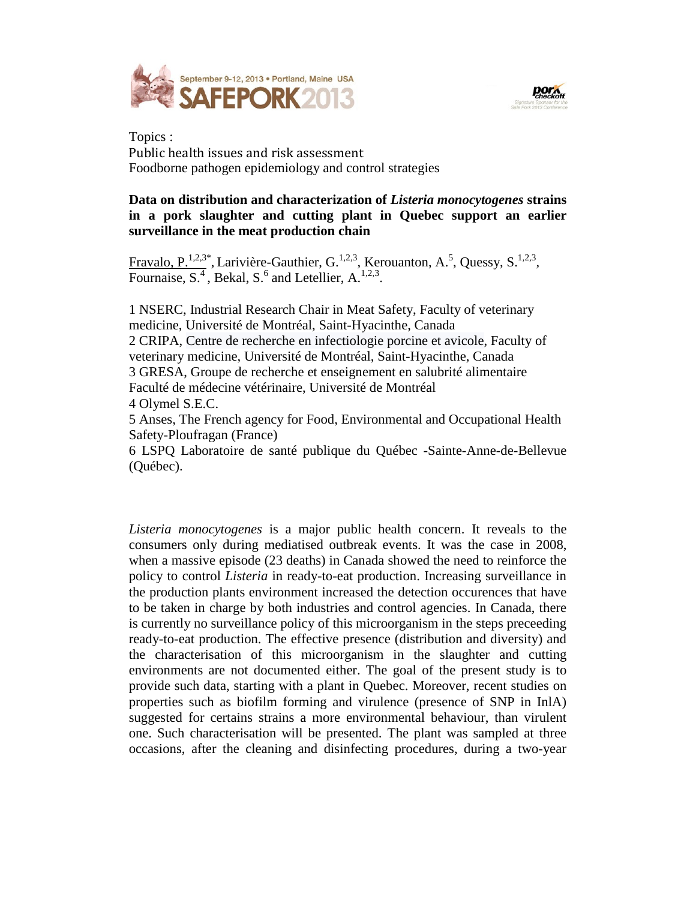Topics :
Public health issues and risk assessment
Foodborne pathogen epidemiology and control strategies

**Data on distribution and characterization of *Listeria monocytogenes* strains in a pork slaughter and cutting plant in Quebec support an earlier surveillance in the meat production chain**

Fravalo, P.[1,2,3*], Larivière-Gauthier, G.[1,2,3], Kerouanton, A.[5], Quessy, S.[1,2,3], Fournaise, S.[4], Bekal, S.[6] and Letellier, A.[1,2,3].

1 NSERC, Industrial Research Chair in Meat Safety, Faculty of veterinary medicine, Université de Montréal, Saint-Hyacinthe, Canada
2 CRIPA, Centre de recherche en infectiologie porcine et avicole, Faculty of veterinary medicine, Université de Montréal, Saint-Hyacinthe, Canada
3 GRESA, Groupe de recherche et enseignement en salubrité alimentaire Faculté de médecine vétérinaire, Université de Montréal
4 Olymel S.E.C.
5 Anses, The French agency for Food, Environmental and Occupational Health Safety-Ploufragan (France)
6 LSPQ Laboratoire de santé publique du Québec -Sainte-Anne-de-Bellevue (Québec).

*Listeria monocytogenes* is a major public health concern. It reveals to the consumers only during mediatised outbreak events. It was the case in 2008, when a massive episode (23 deaths) in Canada showed the need to reinforce the policy to control *Listeria* in ready-to-eat production. Increasing surveillance in the production plants environment increased the detection occurences that have to be taken in charge by both industries and control agencies. In Canada, there is currently no surveillance policy of this microorganism in the steps preceeding ready-to-eat production. The effective presence (distribution and diversity) and the characterisation of this microorganism in the slaughter and cutting environments are not documented either. The goal of the present study is to provide such data, starting with a plant in Quebec. Moreover, recent studies on properties such as biofilm forming and virulence (presence of SNP in InlA) suggested for certains strains a more environmental behaviour, than virulent one. Such characterisation will be presented. The plant was sampled at three occasions, after the cleaning and disinfecting procedures, during a two-year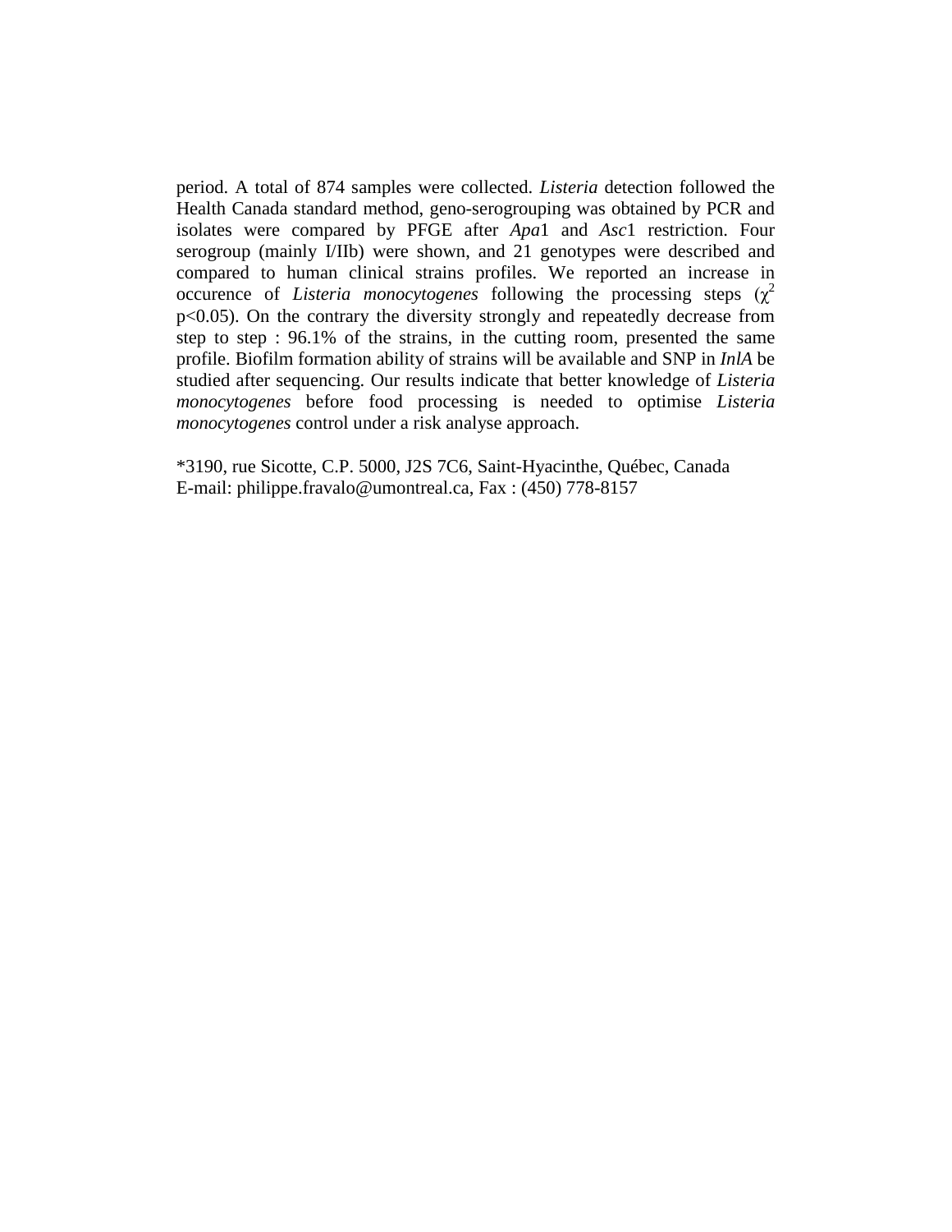period. A total of 874 samples were collected. *Listeria* detection followed the Health Canada standard method, geno-serogrouping was obtained by PCR and isolates were compared by PFGE after *Apa*1 and *Asc*1 restriction. Four serogroup (mainly I/IIb) were shown, and 21 genotypes were described and compared to human clinical strains profiles. We reported an increase in occurence of *Listeria monocytogenes* following the processing steps ($\chi^2$ $p<0.05$). On the contrary the diversity strongly and repeatedly decrease from step to step : 96.1% of the strains, in the cutting room, presented the same profile. Biofilm formation ability of strains will be available and SNP in *InlA* be studied after sequencing. Our results indicate that better knowledge of *Listeria monocytogenes* before food processing is needed to optimise *Listeria monocytogenes* control under a risk analyse approach.

*3190, rue Sicotte, C.P. 5000, J2S 7C6, Saint-Hyacinthe, Québec, Canada
E-mail: philippe.fravalo@umontreal.ca, Fax : (450) 778-8157